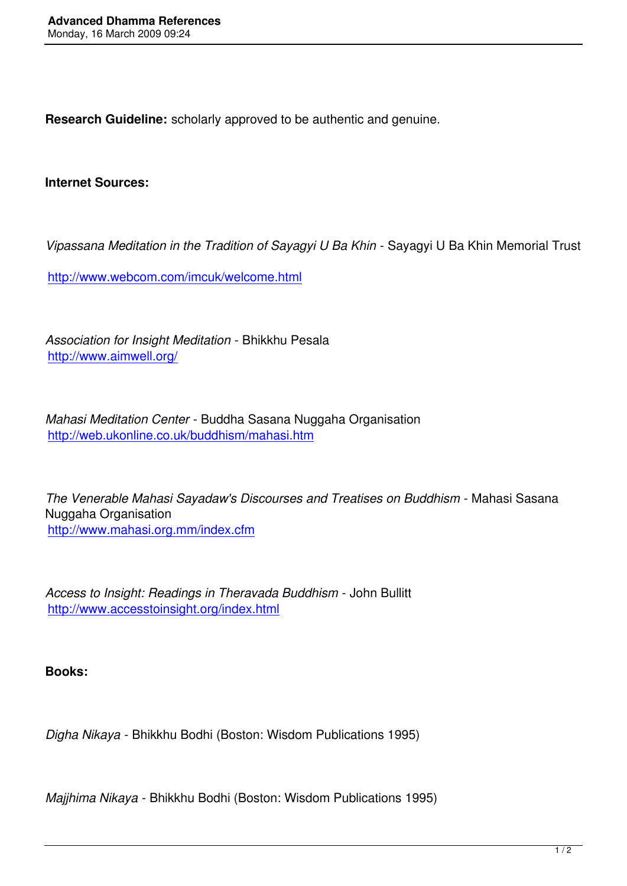**Research Guideline:** scholarly approved to be authentic and genuine.

**Internet Sources:**

*Vipassana Meditation in the Tradition of Sayagyi U Ba Khin* - Sayagyi U Ba Khin Memorial Trust

http://www.webcom.com/imcuk/welcome.html

*Association for Insight Meditation* - Bhikkhu Pesala
http://www.aimwell.org/

*Mahasi Meditation Center* - Buddha Sasana Nuggaha Organisation
http://web.ukonline.co.uk/buddhism/mahasi.htm

*The Venerable Mahasi Sayadaw's Discourses and Treatises on Buddhism* - Mahasi Sasana Nuggaha Organisation
http://www.mahasi.org.mm/index.cfm

*Access to Insight: Readings in Theravada Buddhism* - John Bullitt
http://www.accesstoinsight.org/index.html

**Books:**

*Digha Nikaya* - Bhikkhu Bodhi (Boston: Wisdom Publications 1995)

*Majjhima Nikaya* - Bhikkhu Bodhi (Boston: Wisdom Publications 1995)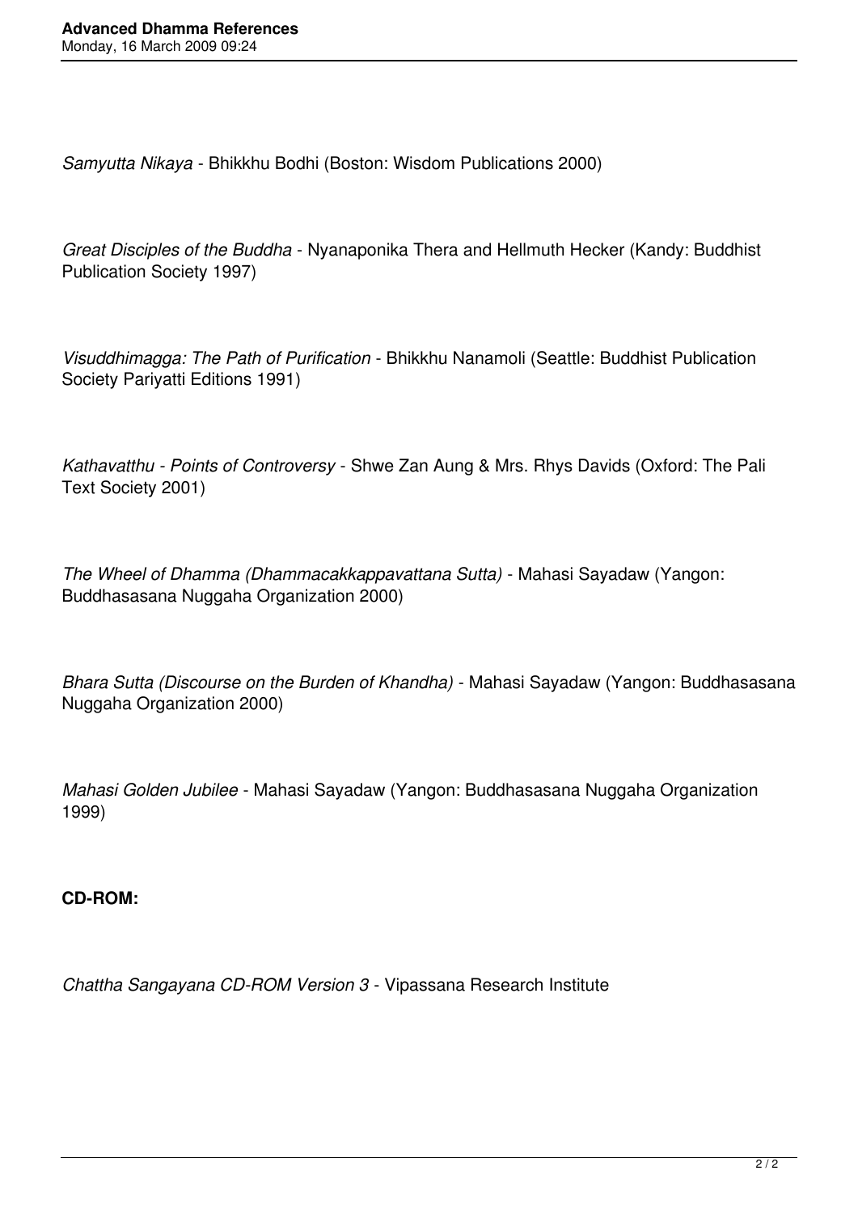*Samyutta Nikaya* - Bhikkhu Bodhi (Boston: Wisdom Publications 2000)

*Great Disciples of the Buddha* - Nyanaponika Thera and Hellmuth Hecker (Kandy: Buddhist Publication Society 1997)

*Visuddhimagga: The Path of Purification* - Bhikkhu Nanamoli (Seattle: Buddhist Publication Society Pariyatti Editions 1991)

*Kathavatthu - Points of Controversy* - Shwe Zan Aung & Mrs. Rhys Davids (Oxford: The Pali Text Society 2001)

*The Wheel of Dhamma (Dhammacakkappavattana Sutta)* - Mahasi Sayadaw (Yangon: Buddhasasana Nuggaha Organization 2000)

*Bhara Sutta (Discourse on the Burden of Khandha)* - Mahasi Sayadaw (Yangon: Buddhasasana Nuggaha Organization 2000)

*Mahasi Golden Jubilee* - Mahasi Sayadaw (Yangon: Buddhasasana Nuggaha Organization 1999)

**CD-ROM:**

*Chattha Sangayana CD-ROM Version 3* - Vipassana Research Institute